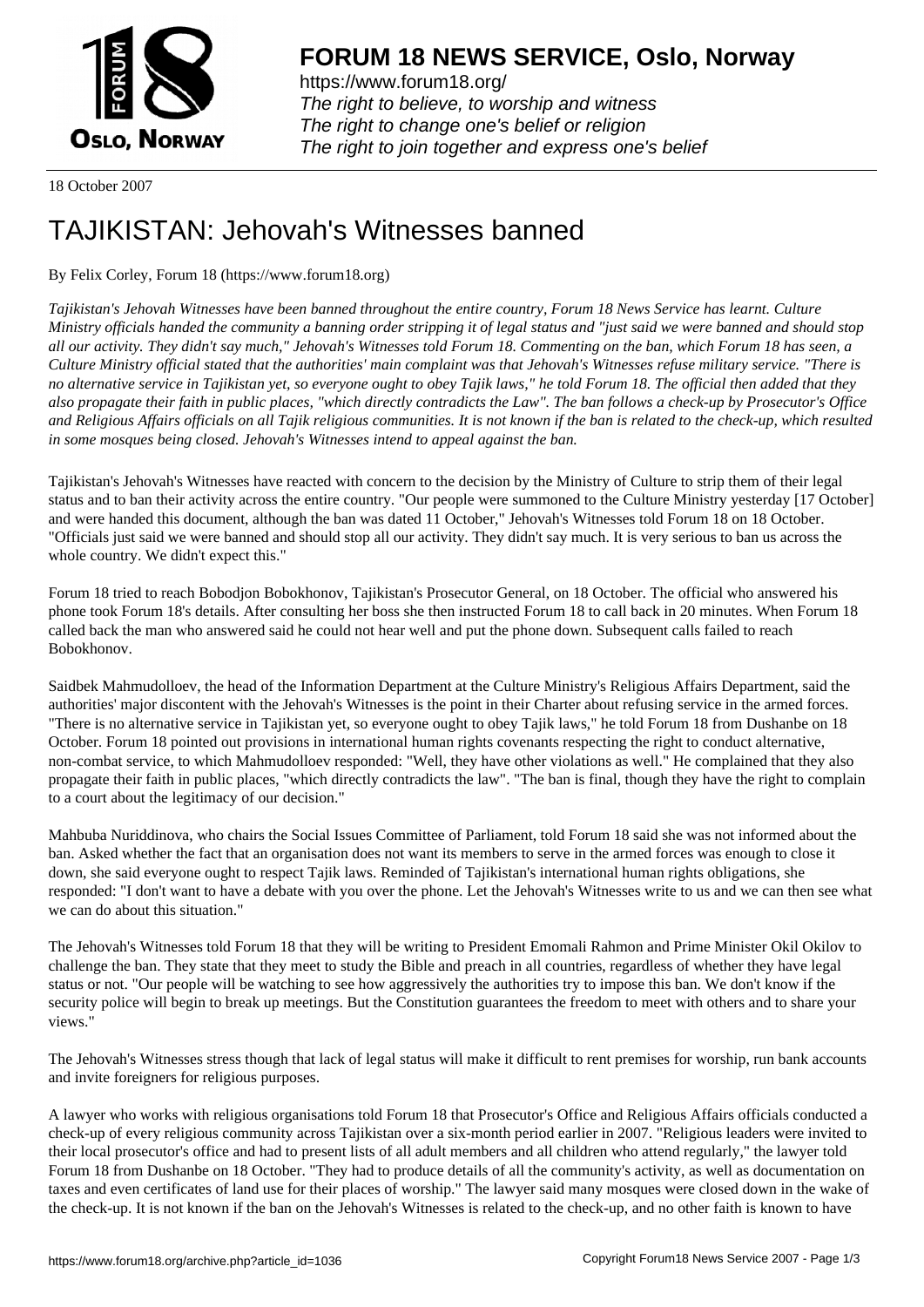# FORUM 18 NEWS SERVICE, Oslo, Norway

https://www.forum18.org/
*The right to believe, to worship and witness*
*The right to change one's belief or religion*
*The right to join together and express one's belief*

18 October 2007

# TAJIKISTAN: Jehovah's Witnesses banned

By Felix Corley, Forum 18 (https://www.forum18.org)

*Tajikistan's Jehovah Witnesses have been banned throughout the entire country, Forum 18 News Service has learnt. Culture Ministry officials handed the community a banning order stripping it of legal status and "just said we were banned and should stop all our activity. They didn't say much," Jehovah's Witnesses told Forum 18. Commenting on the ban, which Forum 18 has seen, a Culture Ministry official stated that the authorities' main complaint was that Jehovah's Witnesses refuse military service. "There is no alternative service in Tajikistan yet, so everyone ought to obey Tajik laws," he told Forum 18. The official then added that they also propagate their faith in public places, "which directly contradicts the Law". The ban follows a check-up by Prosecutor's Office and Religious Affairs officials on all Tajik religious communities. It is not known if the ban is related to the check-up, which resulted in some mosques being closed. Jehovah's Witnesses intend to appeal against the ban.*

Tajikistan's Jehovah's Witnesses have reacted with concern to the decision by the Ministry of Culture to strip them of their legal status and to ban their activity across the entire country. "Our people were summoned to the Culture Ministry yesterday [17 October] and were handed this document, although the ban was dated 11 October," Jehovah's Witnesses told Forum 18 on 18 October. "Officials just said we were banned and should stop all our activity. They didn't say much. It is very serious to ban us across the whole country. We didn't expect this."

Forum 18 tried to reach Bobodjon Bobokhonov, Tajikistan's Prosecutor General, on 18 October. The official who answered his phone took Forum 18's details. After consulting her boss she then instructed Forum 18 to call back in 20 minutes. When Forum 18 called back the man who answered said he could not hear well and put the phone down. Subsequent calls failed to reach Bobokhonov.

Saidbek Mahmudolloev, the head of the Information Department at the Culture Ministry's Religious Affairs Department, said the authorities' major discontent with the Jehovah's Witnesses is the point in their Charter about refusing service in the armed forces. "There is no alternative service in Tajikistan yet, so everyone ought to obey Tajik laws," he told Forum 18 from Dushanbe on 18 October. Forum 18 pointed out provisions in international human rights covenants respecting the right to conduct alternative, non-combat service, to which Mahmudolloev responded: "Well, they have other violations as well." He complained that they also propagate their faith in public places, "which directly contradicts the law". "The ban is final, though they have the right to complain to a court about the legitimacy of our decision."

Mahbuba Nuriddinova, who chairs the Social Issues Committee of Parliament, told Forum 18 said she was not informed about the ban. Asked whether the fact that an organisation does not want its members to serve in the armed forces was enough to close it down, she said everyone ought to respect Tajik laws. Reminded of Tajikistan's international human rights obligations, she responded: "I don't want to have a debate with you over the phone. Let the Jehovah's Witnesses write to us and we can then see what we can do about this situation."

The Jehovah's Witnesses told Forum 18 that they will be writing to President Emomali Rahmon and Prime Minister Okil Okilov to challenge the ban. They state that they meet to study the Bible and preach in all countries, regardless of whether they have legal status or not. "Our people will be watching to see how aggressively the authorities try to impose this ban. We don't know if the security police will begin to break up meetings. But the Constitution guarantees the freedom to meet with others and to share your views."

The Jehovah's Witnesses stress though that lack of legal status will make it difficult to rent premises for worship, run bank accounts and invite foreigners for religious purposes.

A lawyer who works with religious organisations told Forum 18 that Prosecutor's Office and Religious Affairs officials conducted a check-up of every religious community across Tajikistan over a six-month period earlier in 2007. "Religious leaders were invited to their local prosecutor's office and had to present lists of all adult members and all children who attend regularly," the lawyer told Forum 18 from Dushanbe on 18 October. "They had to produce details of all the community's activity, as well as documentation on taxes and even certificates of land use for their places of worship." The lawyer said many mosques were closed down in the wake of the check-up. It is not known if the ban on the Jehovah's Witnesses is related to the check-up, and no other faith is known to have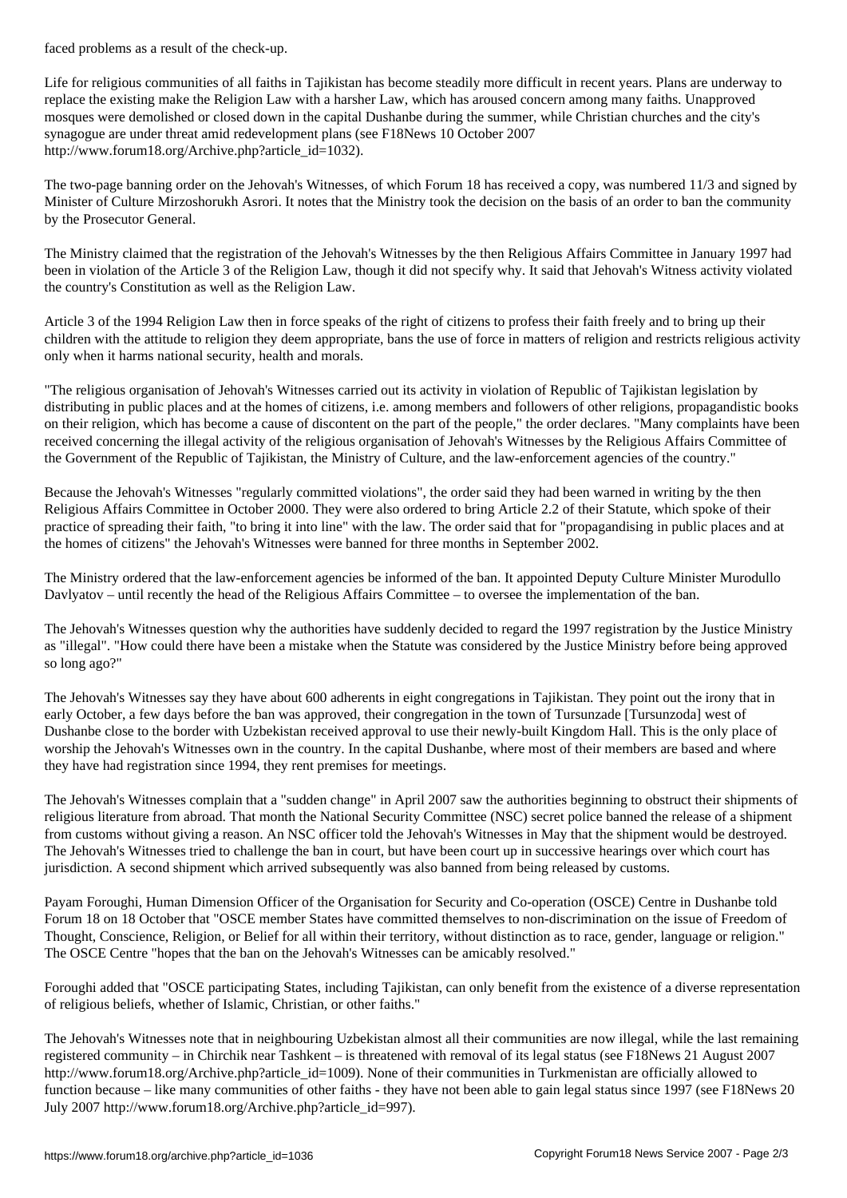faced problems as a result of the check-up.

Life for religious communities of all faiths in Tajikistan has become steadily more difficult in recent years. Plans are underway to replace the existing make the Religion Law with a harsher Law, which has aroused concern among many faiths. Unapproved mosques were demolished or closed down in the capital Dushanbe during the summer, while Christian churches and the city's synagogue are under threat amid redevelopment plans (see F18News 10 October 2007 http://www.forum18.org/Archive.php?article_id=1032).

The two-page banning order on the Jehovah's Witnesses, of which Forum 18 has received a copy, was numbered 11/3 and signed by Minister of Culture Mirzoshorukh Asrori. It notes that the Ministry took the decision on the basis of an order to ban the community by the Prosecutor General.

The Ministry claimed that the registration of the Jehovah's Witnesses by the then Religious Affairs Committee in January 1997 had been in violation of the Article 3 of the Religion Law, though it did not specify why. It said that Jehovah's Witness activity violated the country's Constitution as well as the Religion Law.

Article 3 of the 1994 Religion Law then in force speaks of the right of citizens to profess their faith freely and to bring up their children with the attitude to religion they deem appropriate, bans the use of force in matters of religion and restricts religious activity only when it harms national security, health and morals.

"The religious organisation of Jehovah's Witnesses carried out its activity in violation of Republic of Tajikistan legislation by distributing in public places and at the homes of citizens, i.e. among members and followers of other religions, propagandistic books on their religion, which has become a cause of discontent on the part of the people," the order declares. "Many complaints have been received concerning the illegal activity of the religious organisation of Jehovah's Witnesses by the Religious Affairs Committee of the Government of the Republic of Tajikistan, the Ministry of Culture, and the law-enforcement agencies of the country."

Because the Jehovah's Witnesses "regularly committed violations", the order said they had been warned in writing by the then Religious Affairs Committee in October 2000. They were also ordered to bring Article 2.2 of their Statute, which spoke of their practice of spreading their faith, "to bring it into line" with the law. The order said that for "propagandising in public places and at the homes of citizens" the Jehovah's Witnesses were banned for three months in September 2002.

The Ministry ordered that the law-enforcement agencies be informed of the ban. It appointed Deputy Culture Minister Murodullo Davlyatov – until recently the head of the Religious Affairs Committee – to oversee the implementation of the ban.

The Jehovah's Witnesses question why the authorities have suddenly decided to regard the 1997 registration by the Justice Ministry as "illegal". "How could there have been a mistake when the Statute was considered by the Justice Ministry before being approved so long ago?"

The Jehovah's Witnesses say they have about 600 adherents in eight congregations in Tajikistan. They point out the irony that in early October, a few days before the ban was approved, their congregation in the town of Tursunzade [Tursunzoda] west of Dushanbe close to the border with Uzbekistan received approval to use their newly-built Kingdom Hall. This is the only place of worship the Jehovah's Witnesses own in the country. In the capital Dushanbe, where most of their members are based and where they have had registration since 1994, they rent premises for meetings.

The Jehovah's Witnesses complain that a "sudden change" in April 2007 saw the authorities beginning to obstruct their shipments of religious literature from abroad. That month the National Security Committee (NSC) secret police banned the release of a shipment from customs without giving a reason. An NSC officer told the Jehovah's Witnesses in May that the shipment would be destroyed. The Jehovah's Witnesses tried to challenge the ban in court, but have been court up in successive hearings over which court has jurisdiction. A second shipment which arrived subsequently was also banned from being released by customs.

Payam Foroughi, Human Dimension Officer of the Organisation for Security and Co-operation (OSCE) Centre in Dushanbe told Forum 18 on 18 October that "OSCE member States have committed themselves to non-discrimination on the issue of Freedom of Thought, Conscience, Religion, or Belief for all within their territory, without distinction as to race, gender, language or religion." The OSCE Centre "hopes that the ban on the Jehovah's Witnesses can be amicably resolved."

Foroughi added that "OSCE participating States, including Tajikistan, can only benefit from the existence of a diverse representation of religious beliefs, whether of Islamic, Christian, or other faiths."

The Jehovah's Witnesses note that in neighbouring Uzbekistan almost all their communities are now illegal, while the last remaining registered community – in Chirchik near Tashkent – is threatened with removal of its legal status (see F18News 21 August 2007 http://www.forum18.org/Archive.php?article_id=1009). None of their communities in Turkmenistan are officially allowed to function because – like many communities of other faiths - they have not been able to gain legal status since 1997 (see F18News 20 July 2007 http://www.forum18.org/Archive.php?article_id=997).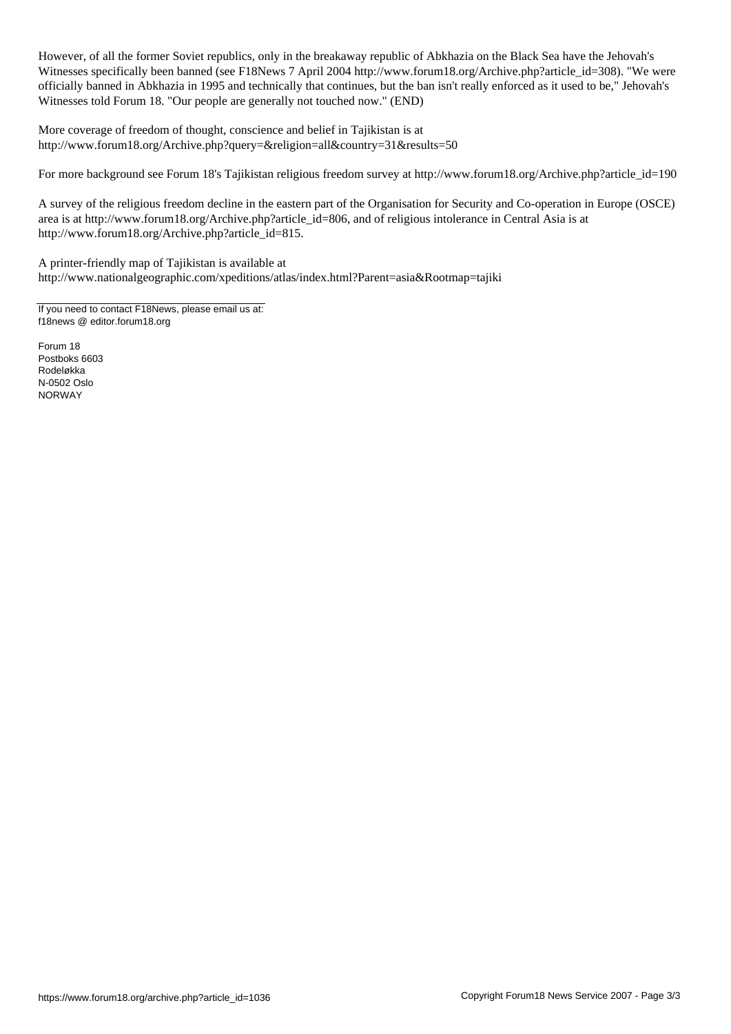However, of all the former Soviet republics, only in the breakaway republic of Abkhazia on the Black Sea have the Jehovah's Witnesses specifically been banned (see F18News 7 April 2004 http://www.forum18.org/Archive.php?article_id=308). "We were officially banned in Abkhazia in 1995 and technically that continues, but the ban isn't really enforced as it used to be," Jehovah's Witnesses told Forum 18. "Our people are generally not touched now." (END)

More coverage of freedom of thought, conscience and belief in Tajikistan is at http://www.forum18.org/Archive.php?query=&religion=all&country=31&results=50

For more background see Forum 18's Tajikistan religious freedom survey at http://www.forum18.org/Archive.php?article_id=190

A survey of the religious freedom decline in the eastern part of the Organisation for Security and Co-operation in Europe (OSCE) area is at http://www.forum18.org/Archive.php?article_id=806, and of religious intolerance in Central Asia is at http://www.forum18.org/Archive.php?article_id=815.

A printer-friendly map of Tajikistan is available at http://www.nationalgeographic.com/xpeditions/atlas/index.html?Parent=asia&Rootmap=tajiki

---

If you need to contact F18News, please email us at:
f18news @ editor.forum18.org

Forum 18
Postboks 6603
Rodeløkka
N-0502 Oslo
NORWAY